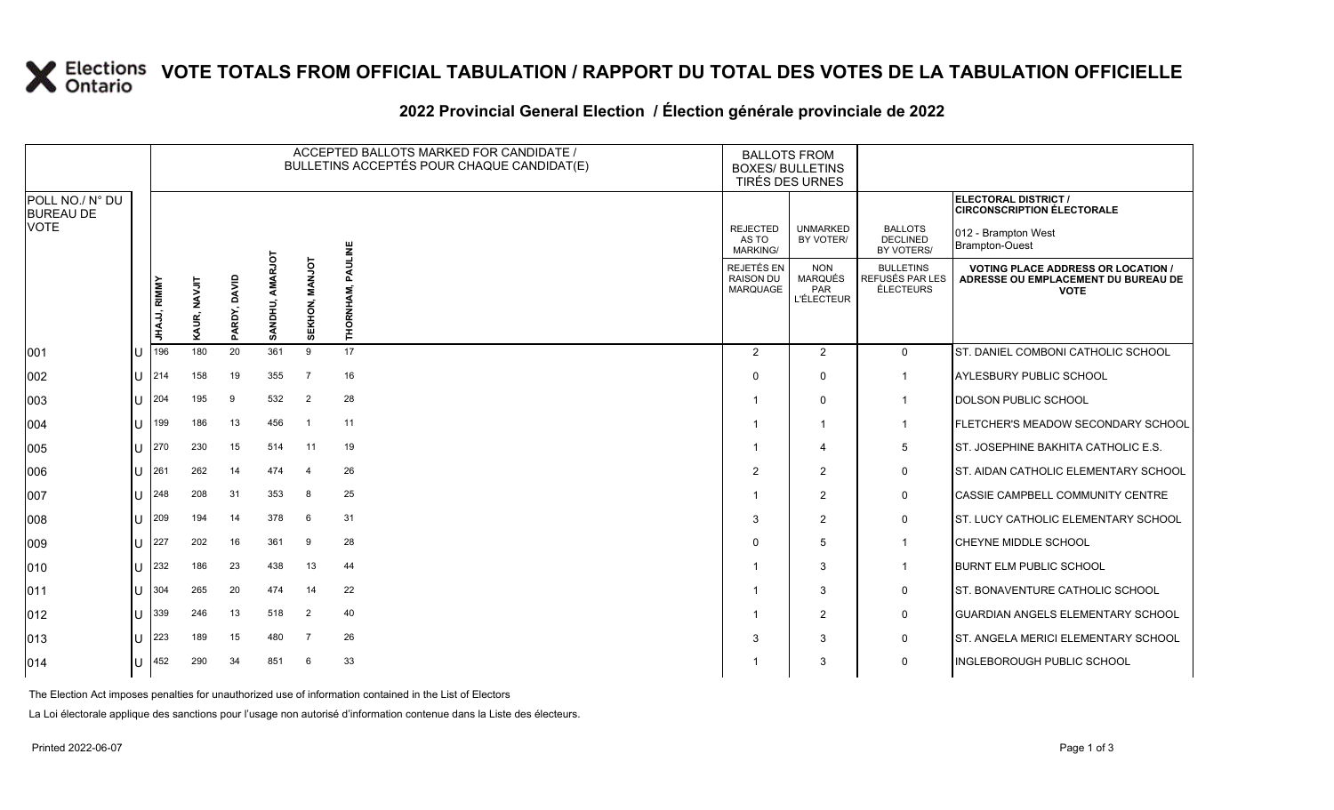# VOTE TOTALS FROM OFFICIAL TABULATION / RAPPORT DU TOTAL DES VOTES DE LA TABULATION OFFICIELLE

## 2022 Provincial General Election / Élection générale provinciale de 2022

ELECTORAL DISTRICT / CIRCONSCRIPTION ÉLECTORALE: 012 - Brampton West / Brampton-Ouest

| POLL NO./ N° DU BUREAU DE VOTE | | ACCEPTED BALLOTS MARKED FOR CANDIDATE / BULLETINS ACCEPTÉS POUR CHAQUE CANDIDAT(E) | | | | | | BALLOTS FROM BOXES/ BULLETINS TIRÉS DES URNES | | | VOTING PLACE ADDRESS OR LOCATION / ADRESSE OU EMPLACEMENT DU BUREAU DE VOTE |
|---|---|---|---|---|---|---|---|---|---|---|---|
| | | JHAJJ, RIMMY | KAUR, NAVJIT | PARDY, DAVID | SANDHU, AMARJOT | SEKHON, MANJOT | THORNHAM, PAULINE | REJECTED AS TO MARKING/ REJETÉS EN RAISON DU MARQUAGE | UNMARKED BY VOTER/ NON MARQUÉS PAR L'ÉLECTEUR | BALLOTS DECLINED BY VOTERS/ BULLETINS REFUSÉS PAR LES ÉLECTEURS | |
| 001 | U | 196 | 180 | 20 | 361 | 9 | 17 | 2 | 2 | 0 | ST. DANIEL COMBONI CATHOLIC SCHOOL |
| 002 | U | 214 | 158 | 19 | 355 | 7 | 16 | 0 | 0 | 1 | AYLESBURY PUBLIC SCHOOL |
| 003 | U | 204 | 195 | 9 | 532 | 2 | 28 | 1 | 0 | 1 | DOLSON PUBLIC SCHOOL |
| 004 | U | 199 | 186 | 13 | 456 | 1 | 11 | 1 | 1 | 1 | FLETCHER'S MEADOW SECONDARY SCHOOL |
| 005 | U | 270 | 230 | 15 | 514 | 11 | 19 | 1 | 4 | 5 | ST. JOSEPHINE BAKHITA CATHOLIC E.S. |
| 006 | U | 261 | 262 | 14 | 474 | 4 | 26 | 2 | 2 | 0 | ST. AIDAN CATHOLIC ELEMENTARY SCHOOL |
| 007 | U | 248 | 208 | 31 | 353 | 8 | 25 | 1 | 2 | 0 | CASSIE CAMPBELL COMMUNITY CENTRE |
| 008 | U | 209 | 194 | 14 | 378 | 6 | 31 | 3 | 2 | 0 | ST. LUCY CATHOLIC ELEMENTARY SCHOOL |
| 009 | U | 227 | 202 | 16 | 361 | 9 | 28 | 0 | 5 | 1 | CHEYNE MIDDLE SCHOOL |
| 010 | U | 232 | 186 | 23 | 438 | 13 | 44 | 1 | 3 | 1 | BURNT ELM PUBLIC SCHOOL |
| 011 | U | 304 | 265 | 20 | 474 | 14 | 22 | 1 | 3 | 0 | ST. BONAVENTURE CATHOLIC SCHOOL |
| 012 | U | 339 | 246 | 13 | 518 | 2 | 40 | 1 | 2 | 0 | GUARDIAN ANGELS ELEMENTARY SCHOOL |
| 013 | U | 223 | 189 | 15 | 480 | 7 | 26 | 3 | 3 | 0 | ST. ANGELA MERICI ELEMENTARY SCHOOL |
| 014 | U | 452 | 290 | 34 | 851 | 6 | 33 | 1 | 3 | 0 | INGLEBOROUGH PUBLIC SCHOOL |

The Election Act imposes penalties for unauthorized use of information contained in the List of Electors

La Loi électorale applique des sanctions pour l'usage non autorisé d'information contenue dans la Liste des électeurs.

Printed 2022-06-07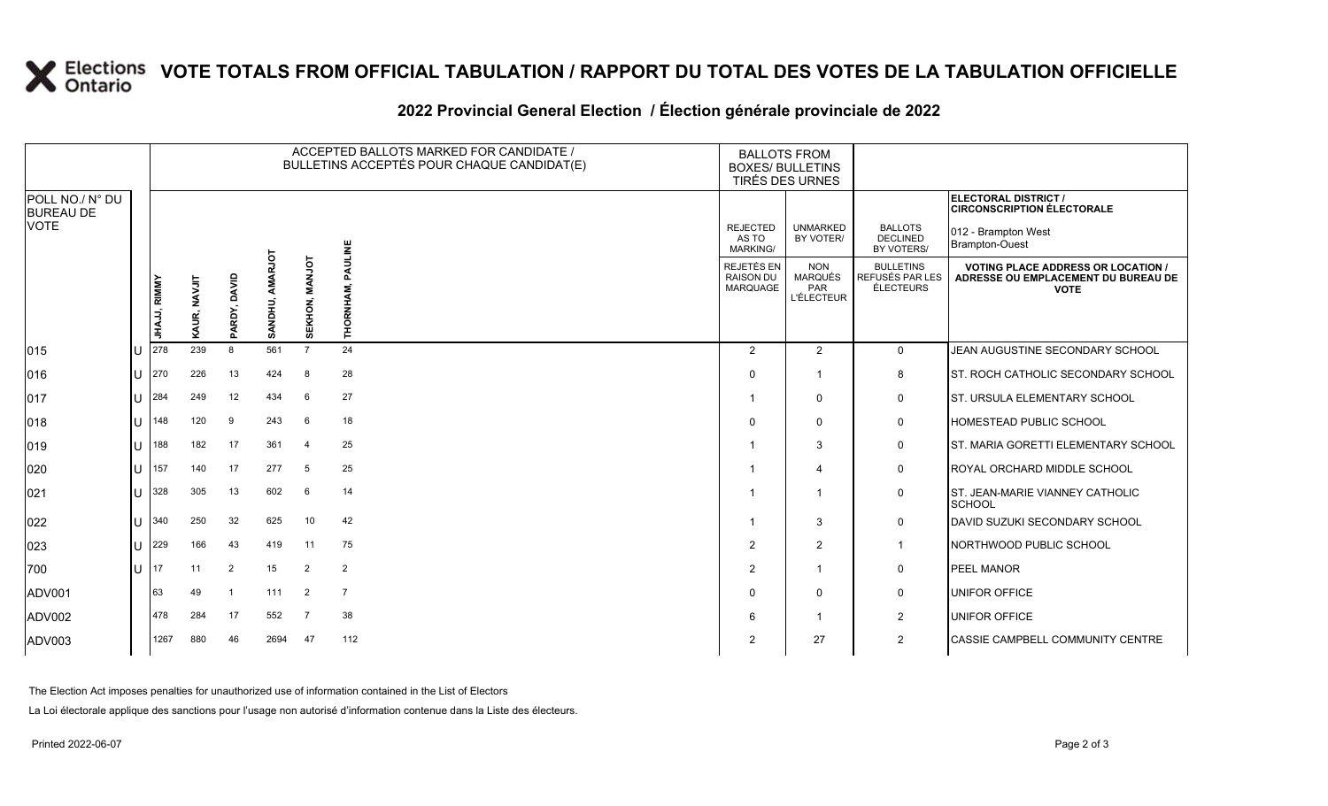# VOTE TOTALS FROM OFFICIAL TABULATION / RAPPORT DU TOTAL DES VOTES DE LA TABULATION OFFICIELLE

## 2022 Provincial General Election / Élection générale provinciale de 2022

ELECTORAL DISTRICT / CIRCONSCRIPTION ÉLECTORALE: 012 - Brampton West / Brampton-Ouest

| POLL NO./ N° DU BUREAU DE VOTE | | JHAJJ, RIMMY | KAUR, NAVJIT | PARDY, DAVID | SANDHU, AMARJOT | SEKHON, MANJOT | THORNHAM, PAULINE | REJECTED AS TO MARKING/ REJETÉS EN RAISON DU MARQUAGE | UNMARKED BY VOTER/ NON MARQUÉS PAR L'ÉLECTEUR | BALLOTS DECLINED BY VOTERS/ BULLETINS REFUSÉS PAR LES ÉLECTEURS | VOTING PLACE ADDRESS OR LOCATION / ADRESSE OU EMPLACEMENT DU BUREAU DE VOTE |
|---|---|---|---|---|---|---|---|---|---|---|---|
| 015 | U | 278 | 239 | 8 | 561 | 7 | 24 | 2 | 2 | 0 | JEAN AUGUSTINE SECONDARY SCHOOL |
| 016 | U | 270 | 226 | 13 | 424 | 8 | 28 | 0 | 1 | 8 | ST. ROCH CATHOLIC SECONDARY SCHOOL |
| 017 | U | 284 | 249 | 12 | 434 | 6 | 27 | 1 | 0 | 0 | ST. URSULA ELEMENTARY SCHOOL |
| 018 | U | 148 | 120 | 9 | 243 | 6 | 18 | 0 | 0 | 0 | HOMESTEAD PUBLIC SCHOOL |
| 019 | U | 188 | 182 | 17 | 361 | 4 | 25 | 1 | 3 | 0 | ST. MARIA GORETTI ELEMENTARY SCHOOL |
| 020 | U | 157 | 140 | 17 | 277 | 5 | 25 | 1 | 4 | 0 | ROYAL ORCHARD MIDDLE SCHOOL |
| 021 | U | 328 | 305 | 13 | 602 | 6 | 14 | 1 | 1 | 0 | ST. JEAN-MARIE VIANNEY CATHOLIC SCHOOL |
| 022 | U | 340 | 250 | 32 | 625 | 10 | 42 | 1 | 3 | 0 | DAVID SUZUKI SECONDARY SCHOOL |
| 023 | U | 229 | 166 | 43 | 419 | 11 | 75 | 2 | 2 | 1 | NORTHWOOD PUBLIC SCHOOL |
| 700 | U | 17 | 11 | 2 | 15 | 2 | 2 | 2 | 1 | 0 | PEEL MANOR |
| ADV001 | | 63 | 49 | 1 | 111 | 2 | 7 | 0 | 0 | 0 | UNIFOR OFFICE |
| ADV002 | | 478 | 284 | 17 | 552 | 7 | 38 | 6 | 1 | 2 | UNIFOR OFFICE |
| ADV003 | | 1267 | 880 | 46 | 2694 | 47 | 112 | 2 | 27 | 2 | CASSIE CAMPBELL COMMUNITY CENTRE |

The Election Act imposes penalties for unauthorized use of information contained in the List of Electors

La Loi électorale applique des sanctions pour l'usage non autorisé d'information contenue dans la Liste des électeurs.

Printed 2022-06-07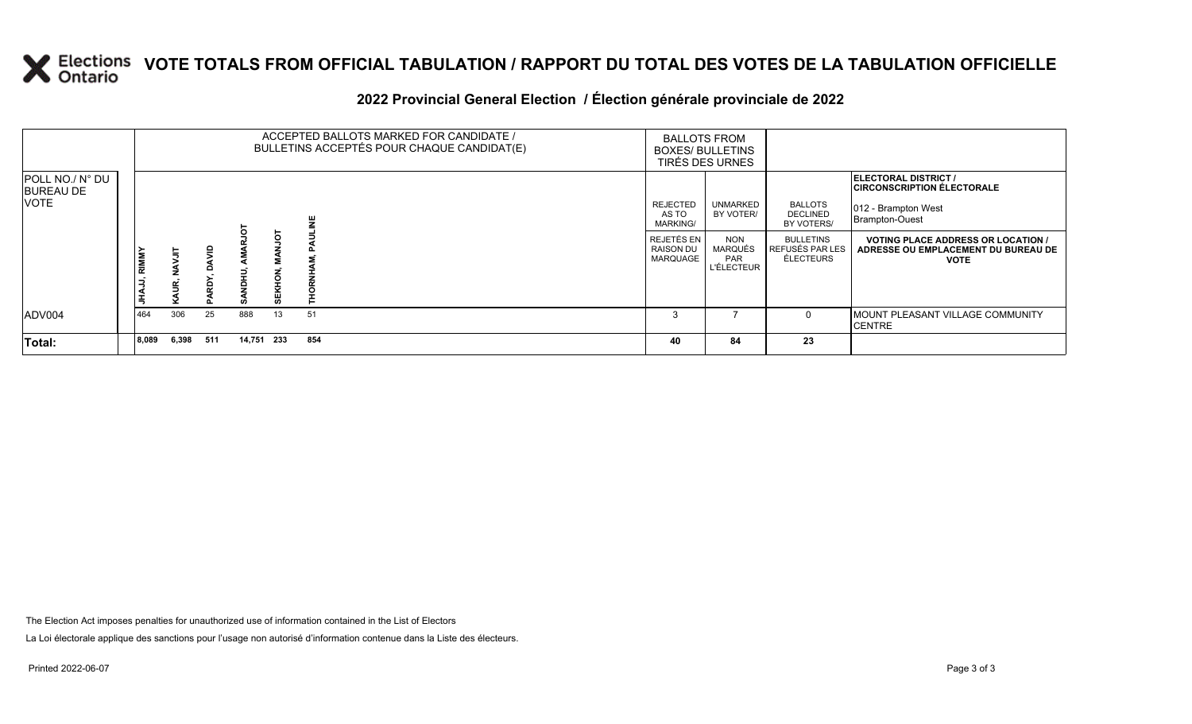# VOTE TOTALS FROM OFFICIAL TABULATION / RAPPORT DU TOTAL DES VOTES DE LA TABULATION OFFICIELLE

## 2022 Provincial General Election / Élection générale provinciale de 2022

| POLL NO./ N° DU BUREAU DE VOTE | ACCEPTED BALLOTS MARKED FOR CANDIDATE / BULLETINS ACCEPTÉS POUR CHAQUE CANDIDAT(E) | | | | | | BALLOTS FROM BOXES/ BULLETINS TIRÉS DES URNES | | | ELECTORAL DISTRICT / CIRCONSCRIPTION ÉLECTORALE 012 - Brampton West Brampton-Ouest |
|---|---|---|---|---|---|---|---|---|---|---|
| | JHAJJ, RIMMY | KAUR, NAVJIT | PARDY, DAVID | SANDHU, AMARJOT | SEKHON, MANJOT | THORNHAM, PAULINE | REJECTED AS TO MARKING/ REJETÉS EN RAISON DU MARQUAGE | UNMARKED BY VOTER/ NON MARQUÉS PAR L'ÉLECTEUR | BALLOTS DECLINED BY VOTERS/ BULLETINS REFUSÉS PAR LES ÉLECTEURS | VOTING PLACE ADDRESS OR LOCATION / ADRESSE OU EMPLACEMENT DU BUREAU DE VOTE |
| ADV004 | 464 | 306 | 25 | 888 | 13 | 51 | 3 | 7 | 0 | MOUNT PLEASANT VILLAGE COMMUNITY CENTRE |
| **Total:** | **8,089** | **6,398** | **511** | **14,751** | **233** | **854** | **40** | **84** | **23** | |

The Election Act imposes penalties for unauthorized use of information contained in the List of Electors

La Loi électorale applique des sanctions pour l'usage non autorisé d'information contenue dans la Liste des électeurs.

Printed 2022-06-07